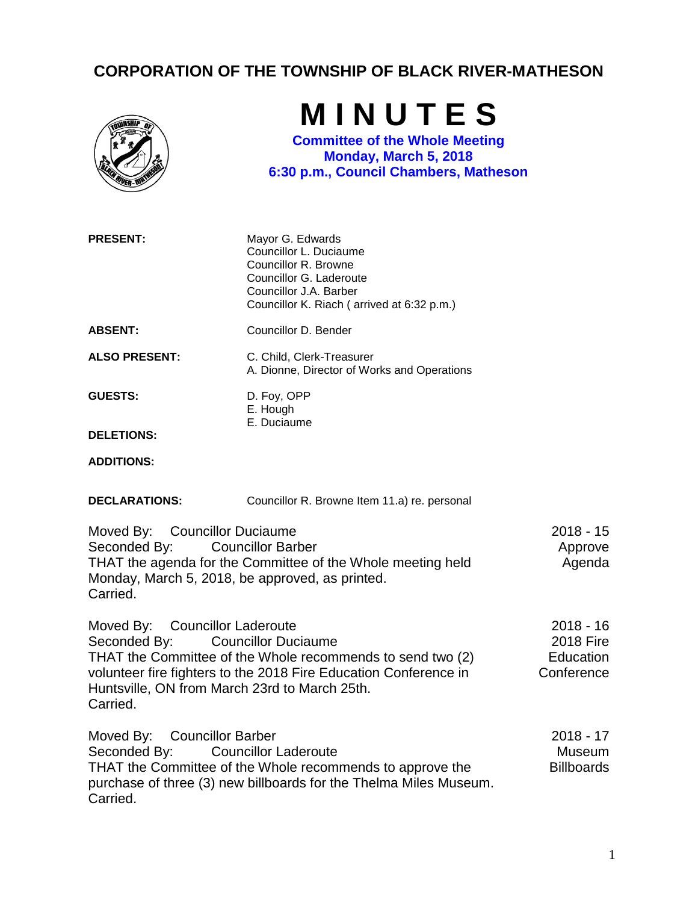# CORPORATION OF THE TOWNSHIP OF BLACK RIVER-MATHESON

# M I N U T E S

**Committee of the Whole Meeting**
**Monday, March 5, 2018**
**6:30 p.m., Council Chambers, Matheson**

**PRESENT:** Mayor G. Edwards
Councillor L. Duciaume
Councillor R. Browne
Councillor G. Laderoute
Councillor J.A. Barber
Councillor K. Riach ( arrived at 6:32 p.m.)

**ABSENT:** Councillor D. Bender

**ALSO PRESENT:** C. Child, Clerk-Treasurer
A. Dionne, Director of Works and Operations

**GUESTS:** D. Foy, OPP
E. Hough
E. Duciaume

**DELETIONS:**

**ADDITIONS:**

**DECLARATIONS:** Councillor R. Browne Item 11.a) re. personal

**2018 - 15 Approve Agenda**

Moved By: Councillor Duciaume
Seconded By: Councillor Barber
THAT the agenda for the Committee of the Whole meeting held Monday, March 5, 2018, be approved, as printed.
Carried.

**2018 - 16 2018 Fire Education Conference**

Moved By: Councillor Laderoute
Seconded By: Councillor Duciaume
THAT the Committee of the Whole recommends to send two (2) volunteer fire fighters to the 2018 Fire Education Conference in Huntsville, ON from March 23rd to March 25th.
Carried.

**2018 - 17 Museum Billboards**

Moved By: Councillor Barber
Seconded By: Councillor Laderoute
THAT the Committee of the Whole recommends to approve the purchase of three (3) new billboards for the Thelma Miles Museum.
Carried.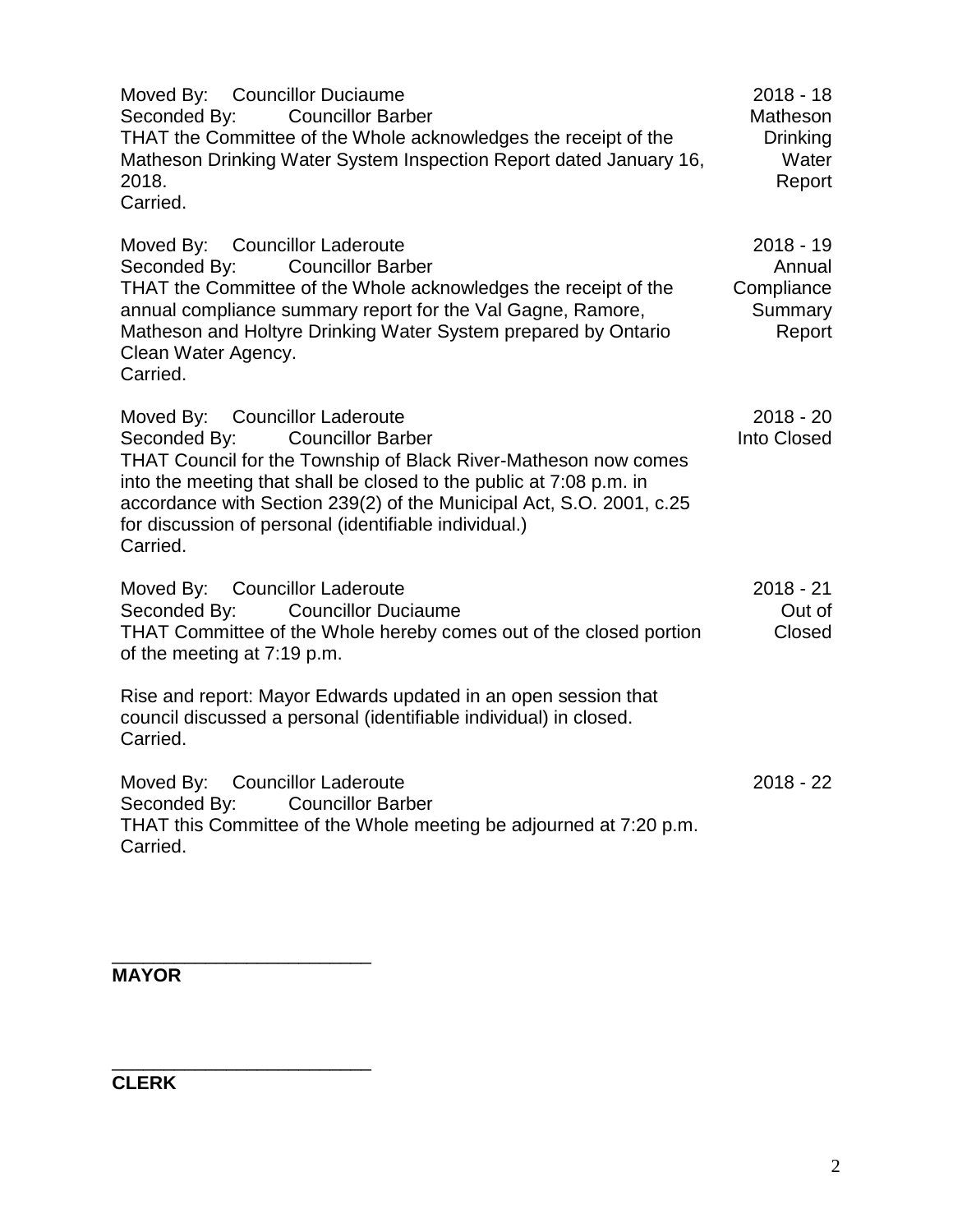Moved By: Councillor Duciaume
Seconded By: Councillor Barber
THAT the Committee of the Whole acknowledges the receipt of the Matheson Drinking Water System Inspection Report dated January 16, 2018.
Carried.

2018 - 18
Matheson Drinking Water Report

Moved By: Councillor Laderoute
Seconded By: Councillor Barber
THAT the Committee of the Whole acknowledges the receipt of the annual compliance summary report for the Val Gagne, Ramore, Matheson and Holtyre Drinking Water System prepared by Ontario Clean Water Agency.
Carried.

2018 - 19
Annual Compliance Summary Report

Moved By: Councillor Laderoute
Seconded By: Councillor Barber
THAT Council for the Township of Black River-Matheson now comes into the meeting that shall be closed to the public at 7:08 p.m. in accordance with Section 239(2) of the Municipal Act, S.O. 2001, c.25 for discussion of personal (identifiable individual.)
Carried.

2018 - 20
Into Closed

Moved By: Councillor Laderoute
Seconded By: Councillor Duciaume
THAT Committee of the Whole hereby comes out of the closed portion of the meeting at 7:19 p.m.

2018 - 21
Out of Closed

Rise and report: Mayor Edwards updated in an open session that council discussed a personal (identifiable individual) in closed.
Carried.

Moved By: Councillor Laderoute
Seconded By: Councillor Barber
THAT this Committee of the Whole meeting be adjourned at 7:20 p.m.
Carried.

2018 - 22

\_\_\_\_\_\_\_\_\_\_\_\_\_\_\_\_\_\_\_\_\_\_\_\_\_
**MAYOR**

\_\_\_\_\_\_\_\_\_\_\_\_\_\_\_\_\_\_\_\_\_\_\_\_\_
**CLERK**